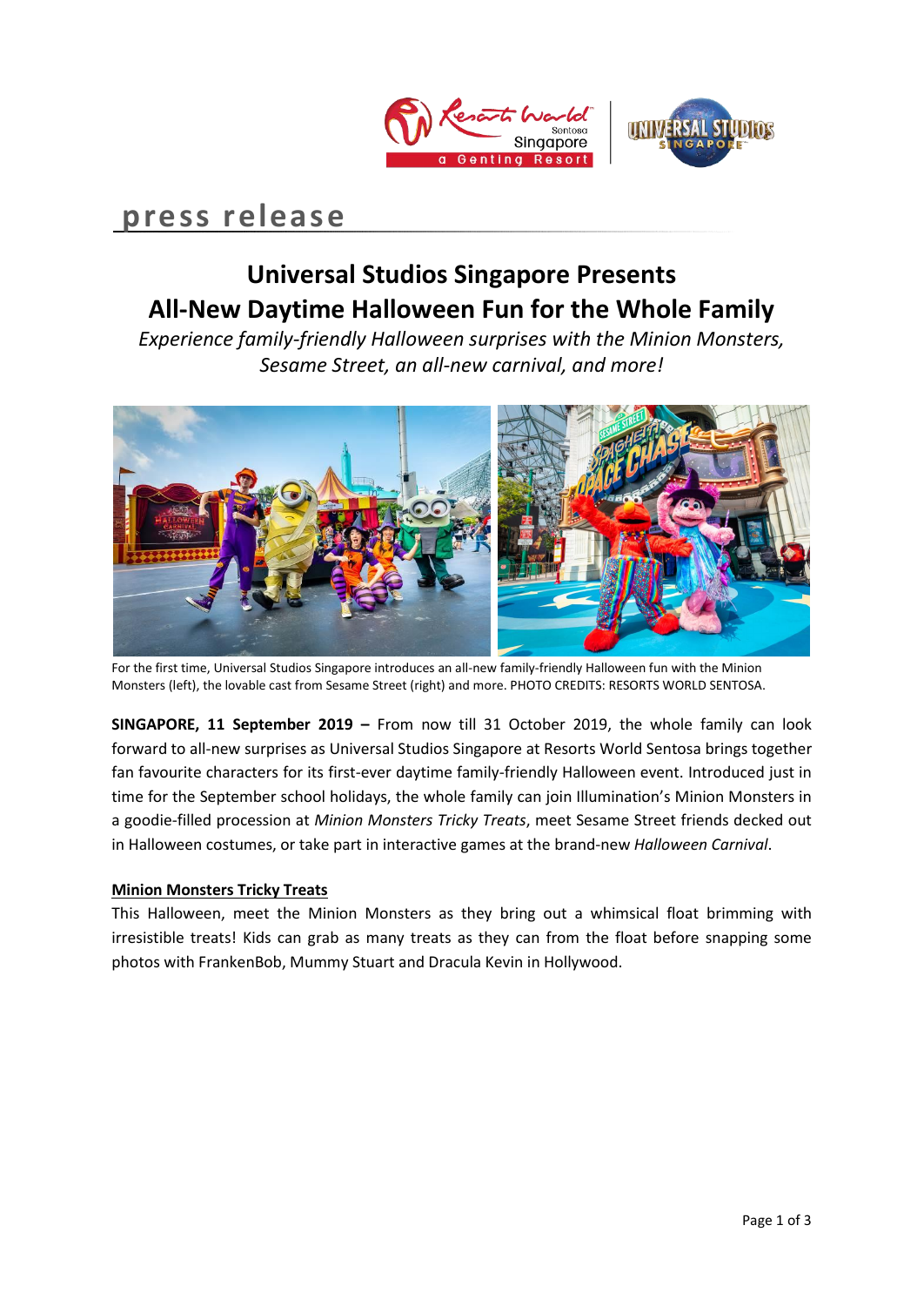press release

# Universal Studios Singapore Presents All-New Daytime Halloween Fun for the Whole Family

*Experience family-friendly Halloween surprises with the Minion Monsters, Sesame Street, an all-new carnival, and more!*

For the first time, Universal Studios Singapore introduces an all-new family-friendly Halloween fun with the Minion Monsters (left), the lovable cast from Sesame Street (right) and more. PHOTO CREDITS: RESORTS WORLD SENTOSA.

**SINGAPORE, 11 September 2019 –** From now till 31 October 2019, the whole family can look forward to all-new surprises as Universal Studios Singapore at Resorts World Sentosa brings together fan favourite characters for its first-ever daytime family-friendly Halloween event. Introduced just in time for the September school holidays, the whole family can join Illumination's Minion Monsters in a goodie-filled procession at *Minion Monsters Tricky Treats*, meet Sesame Street friends decked out in Halloween costumes, or take part in interactive games at the brand-new *Halloween Carnival*.

**Minion Monsters Tricky Treats**

This Halloween, meet the Minion Monsters as they bring out a whimsical float brimming with irresistible treats! Kids can grab as many treats as they can from the float before snapping some photos with FrankenBob, Mummy Stuart and Dracula Kevin in Hollywood.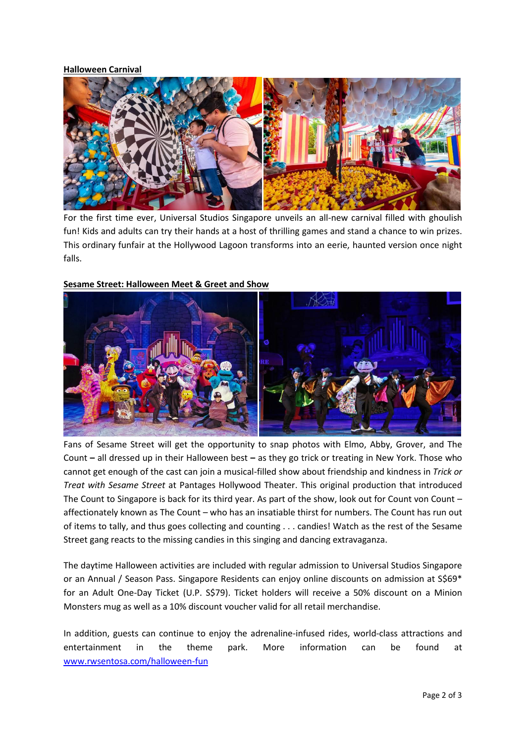**Halloween Carnival**

For the first time ever, Universal Studios Singapore unveils an all-new carnival filled with ghoulish fun! Kids and adults can try their hands at a host of thrilling games and stand a chance to win prizes. This ordinary funfair at the Hollywood Lagoon transforms into an eerie, haunted version once night falls.

**Sesame Street: Halloween Meet & Greet and Show**

Fans of Sesame Street will get the opportunity to snap photos with Elmo, Abby, Grover, and The Count **–** all dressed up in their Halloween best **–** as they go trick or treating in New York. Those who cannot get enough of the cast can join a musical-filled show about friendship and kindness in *Trick or Treat with Sesame Street* at Pantages Hollywood Theater. This original production that introduced The Count to Singapore is back for its third year. As part of the show, look out for Count von Count – affectionately known as The Count – who has an insatiable thirst for numbers. The Count has run out of items to tally, and thus goes collecting and counting . . . candies! Watch as the rest of the Sesame Street gang reacts to the missing candies in this singing and dancing extravaganza.

The daytime Halloween activities are included with regular admission to Universal Studios Singapore or an Annual / Season Pass. Singapore Residents can enjoy online discounts on admission at S$69* for an Adult One-Day Ticket (U.P. S$79). Ticket holders will receive a 50% discount on a Minion Monsters mug as well as a 10% discount voucher valid for all retail merchandise.

In addition, guests can continue to enjoy the adrenaline-infused rides, world-class attractions and entertainment in the theme park. More information can be found at [www.rwsentosa.com/halloween-fun](http://www.rwsentosa.com/halloween-fun)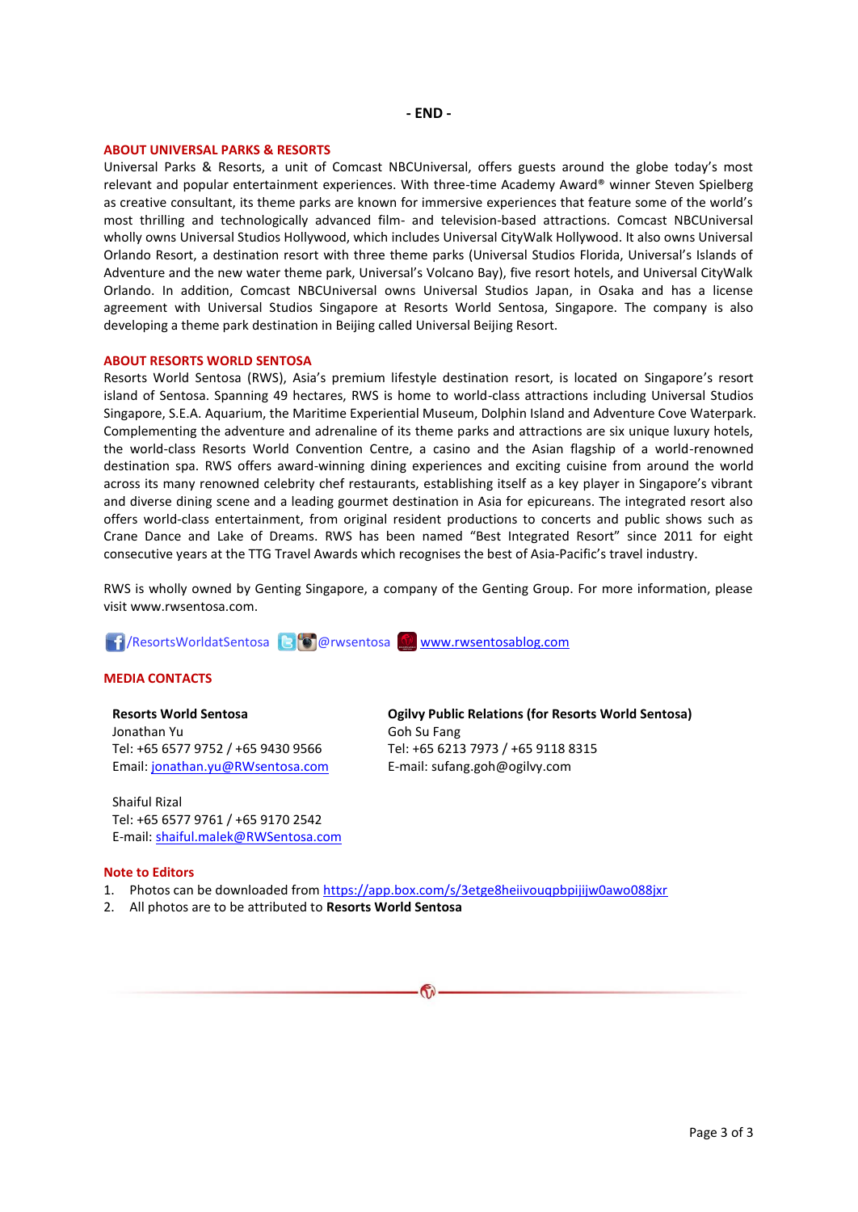**- END -**

## ABOUT UNIVERSAL PARKS & RESORTS

Universal Parks & Resorts, a unit of Comcast NBCUniversal, offers guests around the globe today's most relevant and popular entertainment experiences. With three-time Academy Award® winner Steven Spielberg as creative consultant, its theme parks are known for immersive experiences that feature some of the world's most thrilling and technologically advanced film- and television-based attractions. Comcast NBCUniversal wholly owns Universal Studios Hollywood, which includes Universal CityWalk Hollywood. It also owns Universal Orlando Resort, a destination resort with three theme parks (Universal Studios Florida, Universal's Islands of Adventure and the new water theme park, Universal's Volcano Bay), five resort hotels, and Universal CityWalk Orlando. In addition, Comcast NBCUniversal owns Universal Studios Japan, in Osaka and has a license agreement with Universal Studios Singapore at Resorts World Sentosa, Singapore. The company is also developing a theme park destination in Beijing called Universal Beijing Resort.

## ABOUT RESORTS WORLD SENTOSA

Resorts World Sentosa (RWS), Asia's premium lifestyle destination resort, is located on Singapore's resort island of Sentosa. Spanning 49 hectares, RWS is home to world-class attractions including Universal Studios Singapore, S.E.A. Aquarium, the Maritime Experiential Museum, Dolphin Island and Adventure Cove Waterpark. Complementing the adventure and adrenaline of its theme parks and attractions are six unique luxury hotels, the world-class Resorts World Convention Centre, a casino and the Asian flagship of a world-renowned destination spa. RWS offers award-winning dining experiences and exciting cuisine from around the world across its many renowned celebrity chef restaurants, establishing itself as a key player in Singapore's vibrant and diverse dining scene and a leading gourmet destination in Asia for epicureans. The integrated resort also offers world-class entertainment, from original resident productions to concerts and public shows such as Crane Dance and Lake of Dreams. RWS has been named "Best Integrated Resort" since 2011 for eight consecutive years at the TTG Travel Awards which recognises the best of Asia-Pacific's travel industry.

RWS is wholly owned by Genting Singapore, a company of the Genting Group. For more information, please visit www.rwsentosa.com.

/ResortsWorldatSentosa @rwsentosa www.rwsentosablog.com

## MEDIA CONTACTS

**Resorts World Sentosa**
Jonathan Yu
Tel: +65 6577 9752 / +65 9430 9566
Email: jonathan.yu@RWsentosa.com

Shaiful Rizal
Tel: +65 6577 9761 / +65 9170 2542
E-mail: shaiful.malek@RWSentosa.com

**Ogilvy Public Relations (for Resorts World Sentosa)**
Goh Su Fang
Tel: +65 6213 7973 / +65 9118 8315
E-mail: sufang.goh@ogilvy.com

## Note to Editors

1. Photos can be downloaded from https://app.box.com/s/3etge8heiivouqpbpijijw0awo088jxr
2. All photos are to be attributed to **Resorts World Sentosa**